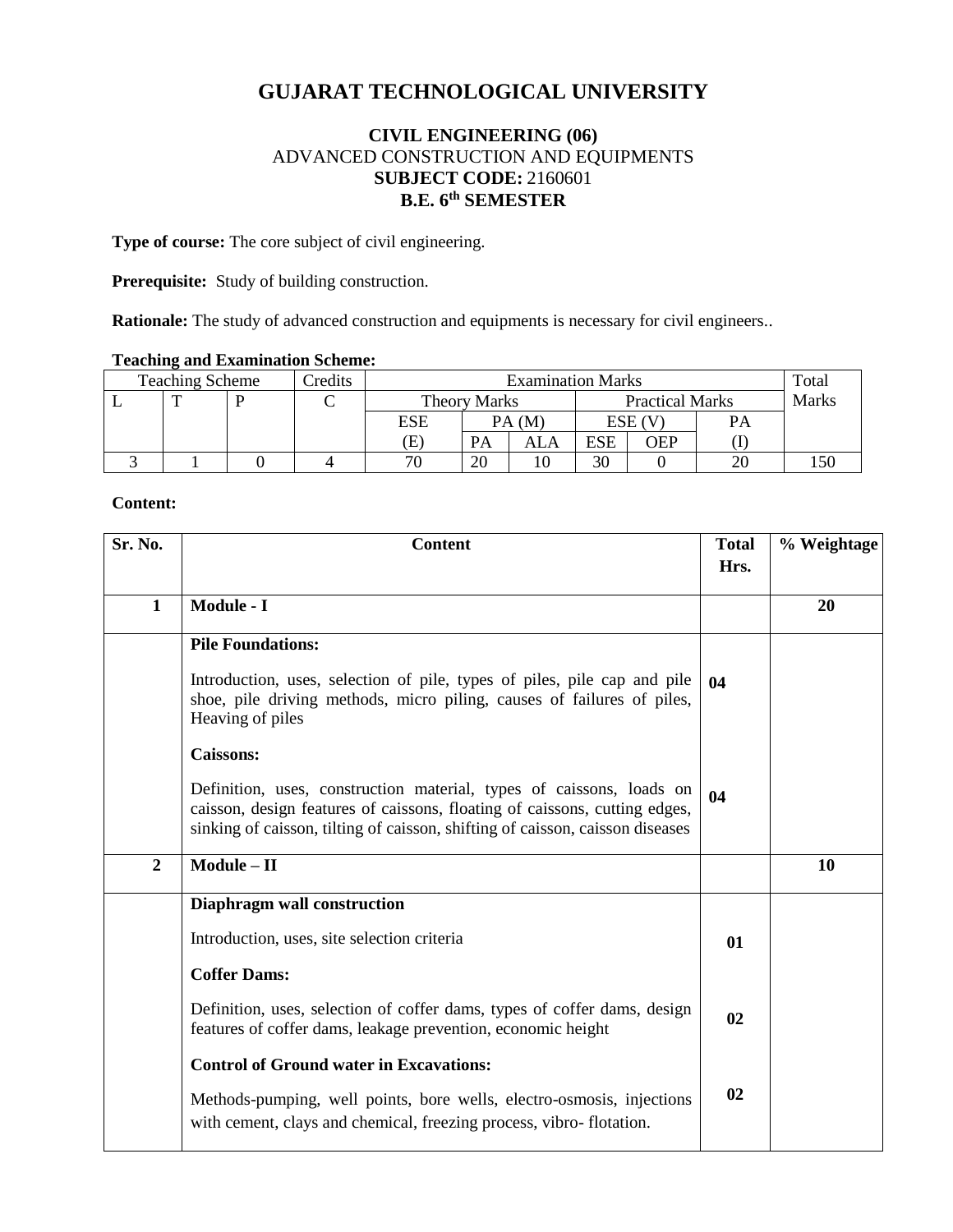# GUJARAT TECHNOLOGICAL UNIVERSITY

## CIVIL ENGINEERING (06)

ADVANCED CONSTRUCTION AND EQUIPMENTS

**SUBJECT CODE:** 2160601

**B.E. 6th SEMESTER**

**Type of course:** The core subject of civil engineering.

**Prerequisite:** Study of building construction.

**Rationale:** The study of advanced construction and equipments is necessary for civil engineers..

**Teaching and Examination Scheme:**

| Teaching Scheme | | | Credits | Examination Marks | | | | | | Total Marks |
|---|---|---|---|---|---|---|---|---|---|---|
| L | T | P | C | Theory Marks | | | Practical Marks | | | |
| | | | | ESE (E) | PA (M) | | ESE (V) | | PA (I) | |
| | | | | | PA | ALA | ESE | OEP | | |
| 3 | 1 | 0 | 4 | 70 | 20 | 10 | 30 | 0 | 20 | 150 |

**Content:**

| Sr. No. | Content | Total Hrs. | % Weightage |
|---|---|---|---|
| **1** | **Module - I** | | **20** |
| | **Pile Foundations:** Introduction, uses, selection of pile, types of piles, pile cap and pile shoe, pile driving methods, micro piling, causes of failures of piles, Heaving of piles | **04** | |
| | **Caissons:** Definition, uses, construction material, types of caissons, loads on caisson, design features of caissons, floating of caissons, cutting edges, sinking of caisson, tilting of caisson, shifting of caisson, caisson diseases | **04** | |
| **2** | **Module – II** | | **10** |
| | **Diaphragm wall construction** Introduction, uses, site selection criteria | **01** | |
| | **Coffer Dams:** Definition, uses, selection of coffer dams, types of coffer dams, design features of coffer dams, leakage prevention, economic height | **02** | |
| | **Control of Ground water in Excavations:** Methods-pumping, well points, bore wells, electro-osmosis, injections with cement, clays and chemical, freezing process, vibro- flotation. | **02** | |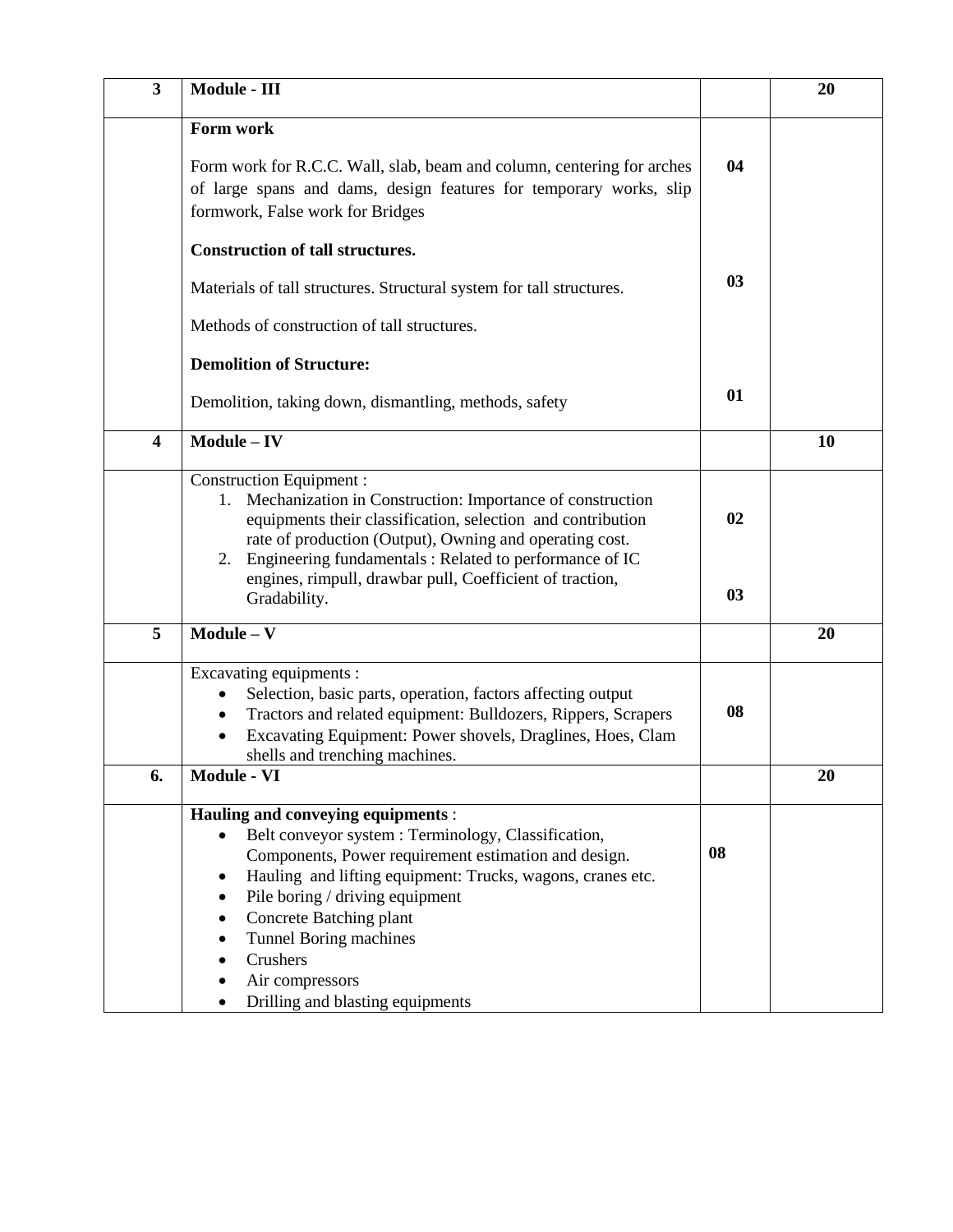| 3 | **Module - III** | | **20** |
|---|---|---|---|
| | **Form work**<br><br>Form work for R.C.C. Wall, slab, beam and column, centering for arches of large spans and dams, design features for temporary works, slip formwork, False work for Bridges<br><br>**Construction of tall structures.**<br><br>Materials of tall structures. Structural system for tall structures.<br><br>Methods of construction of tall structures.<br><br>**Demolition of Structure:**<br><br>Demolition, taking down, dismantling, methods, safety | **04**<br><br>**03**<br><br>**01** | |
| **4** | **Module – IV** | | **10** |
| | Construction Equipment :<br>1. Mechanization in Construction: Importance of construction equipments their classification, selection and contribution rate of production (Output), Owning and operating cost.<br>2. Engineering fundamentals : Related to performance of IC engines, rimpull, drawbar pull, Coefficient of traction, Gradability. | **02**<br><br>**03** | |
| **5** | **Module – V** | | **20** |
| | Excavating equipments :<br>• Selection, basic parts, operation, factors affecting output<br>• Tractors and related equipment: Bulldozers, Rippers, Scrapers<br>• Excavating Equipment: Power shovels, Draglines, Hoes, Clam shells and trenching machines. | **08** | |
| **6.** | **Module - VI** | | **20** |
| | **Hauling and conveying equipments** :<br>• Belt conveyor system : Terminology, Classification, Components, Power requirement estimation and design.<br>• Hauling and lifting equipment: Trucks, wagons, cranes etc.<br>• Pile boring / driving equipment<br>• Concrete Batching plant<br>• Tunnel Boring machines<br>• Crushers<br>• Air compressors<br>• Drilling and blasting equipments | **08** | |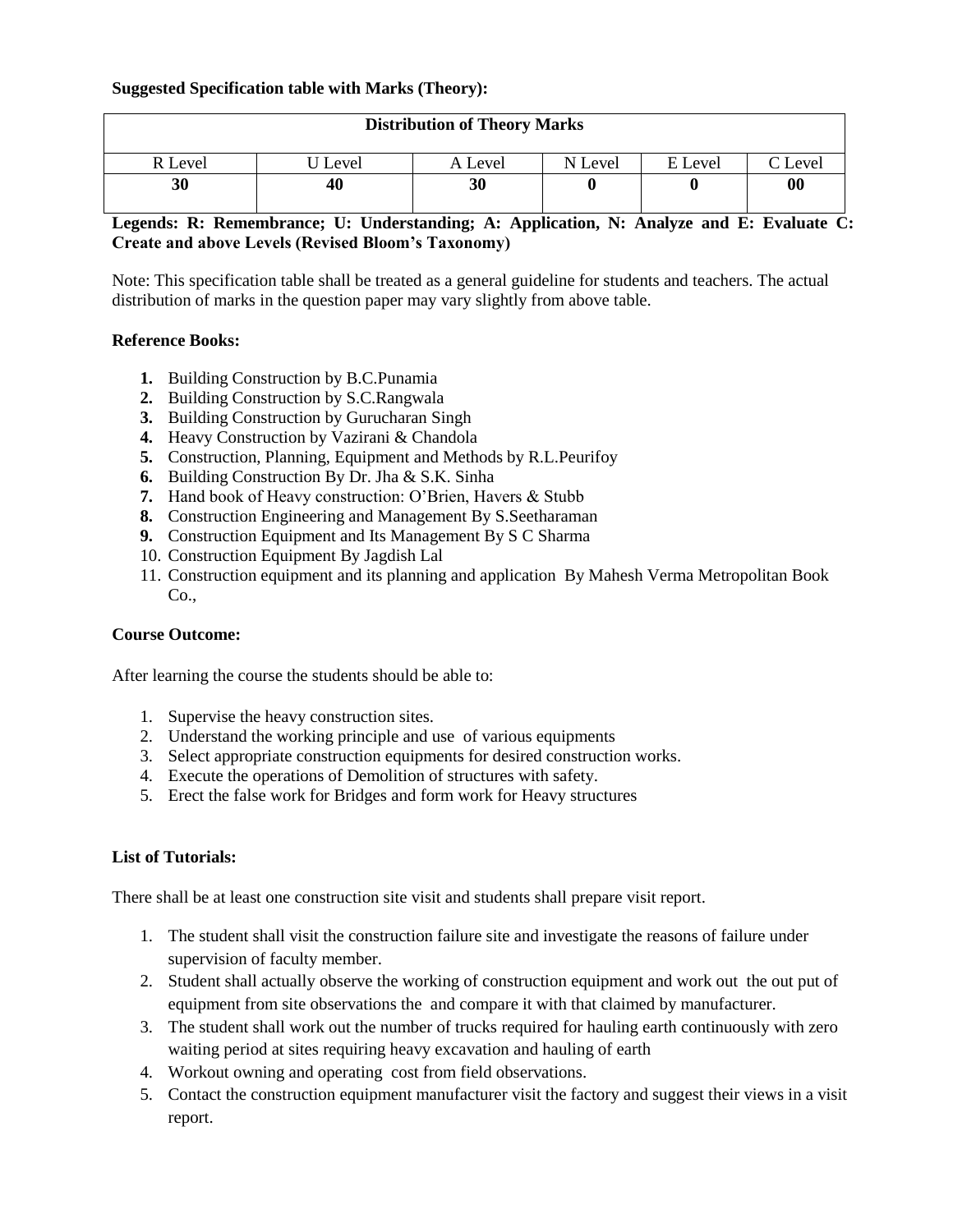**Suggested Specification table with Marks (Theory):**

| Distribution of Theory Marks | | | | | |
|---|---|---|---|---|---|
| R Level | U Level | A Level | N Level | E Level | C Level |
| **30** | **40** | **30** | **0** | **0** | **00** |

**Legends: R: Remembrance; U: Understanding; A: Application, N: Analyze and E: Evaluate C: Create and above Levels (Revised Bloom's Taxonomy)**

Note: This specification table shall be treated as a general guideline for students and teachers. The actual distribution of marks in the question paper may vary slightly from above table.

**Reference Books:**

1. Building Construction by B.C.Punamia
2. Building Construction by S.C.Rangwala
3. Building Construction by Gurucharan Singh
4. Heavy Construction by Vazirani & Chandola
5. Construction, Planning, Equipment and Methods by R.L.Peurifoy
6. Building Construction By Dr. Jha & S.K. Sinha
7. Hand book of Heavy construction: O'Brien, Havers & Stubb
8. Construction Engineering and Management By S.Seetharaman
9. Construction Equipment and Its Management By S C Sharma
10. Construction Equipment By Jagdish Lal
11. Construction equipment and its planning and application By Mahesh Verma Metropolitan Book Co.,

**Course Outcome:**

After learning the course the students should be able to:

1. Supervise the heavy construction sites.
2. Understand the working principle and use of various equipments
3. Select appropriate construction equipments for desired construction works.
4. Execute the operations of Demolition of structures with safety.
5. Erect the false work for Bridges and form work for Heavy structures

**List of Tutorials:**

There shall be at least one construction site visit and students shall prepare visit report.

1. The student shall visit the construction failure site and investigate the reasons of failure under supervision of faculty member.
2. Student shall actually observe the working of construction equipment and work out the out put of equipment from site observations the and compare it with that claimed by manufacturer.
3. The student shall work out the number of trucks required for hauling earth continuously with zero waiting period at sites requiring heavy excavation and hauling of earth
4. Workout owning and operating cost from field observations.
5. Contact the construction equipment manufacturer visit the factory and suggest their views in a visit report.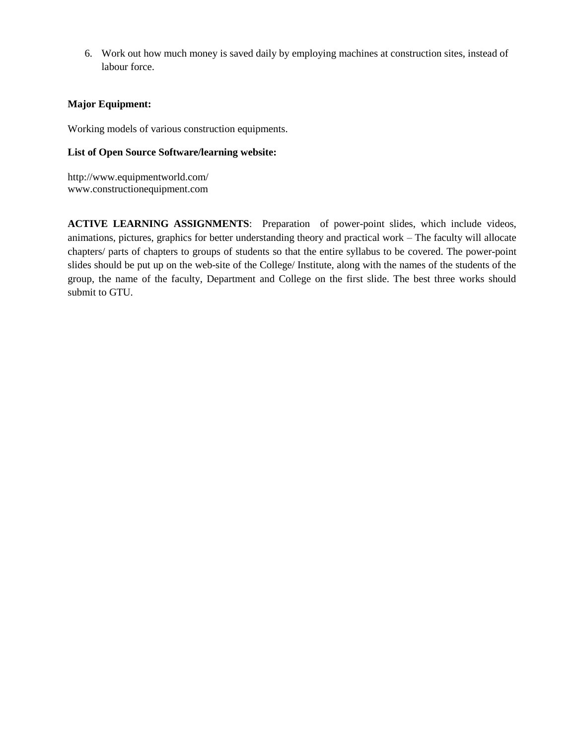6. Work out how much money is saved daily by employing machines at construction sites, instead of labour force.

**Major Equipment:**

Working models of various construction equipments.

**List of Open Source Software/learning website:**

http://www.equipmentworld.com/
www.constructionequipment.com

**ACTIVE LEARNING ASSIGNMENTS**: Preparation of power-point slides, which include videos, animations, pictures, graphics for better understanding theory and practical work – The faculty will allocate chapters/ parts of chapters to groups of students so that the entire syllabus to be covered. The power-point slides should be put up on the web-site of the College/ Institute, along with the names of the students of the group, the name of the faculty, Department and College on the first slide. The best three works should submit to GTU.